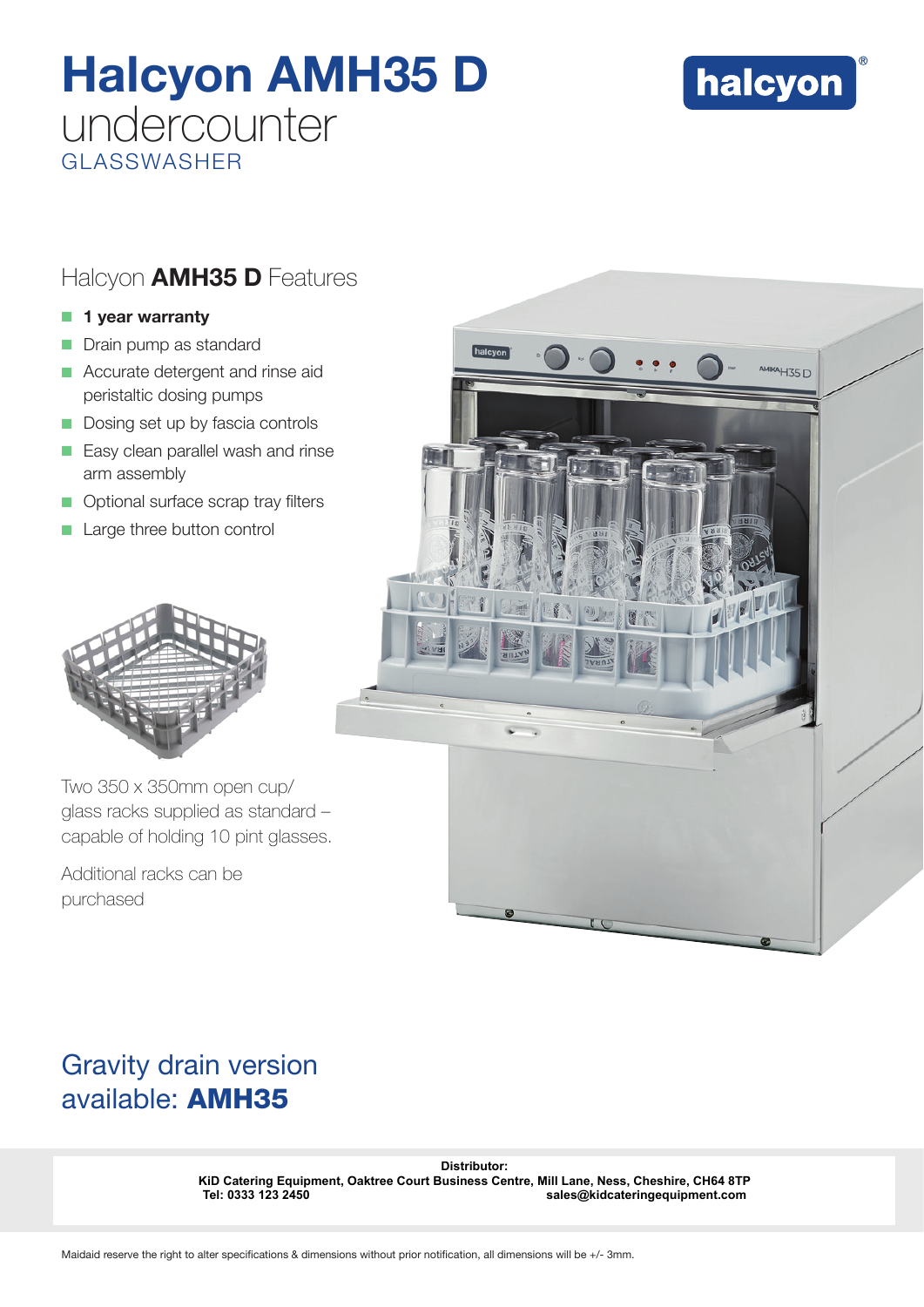# Halcyon AMH35 D undercounter GLASSWASHER

halcyon®

## Halcyon **AMH35 D** Features

- **1 year warranty**
- Drain pump as standard
- Accurate detergent and rinse aid peristaltic dosing pumps
- Dosing set up by fascia controls
- Easy clean parallel wash and rinse arm assembly
- Optional surface scrap tray filters
- Large three button control

Two 350 x 350mm open cup/ glass racks supplied as standard – capable of holding 10 pint glasses.

Additional racks can be purchased

## Gravity drain version available: **AMH35**

**Distributor:**
**KiD Catering Equipment, Oaktree Court Business Centre, Mill Lane, Ness, Cheshire, CH64 8TP**
**Tel: 0333 123 2450** **sales@kidcateringequipment.com**

Maidaid reserve the right to alter specifications & dimensions without prior notification, all dimensions will be +/- 3mm.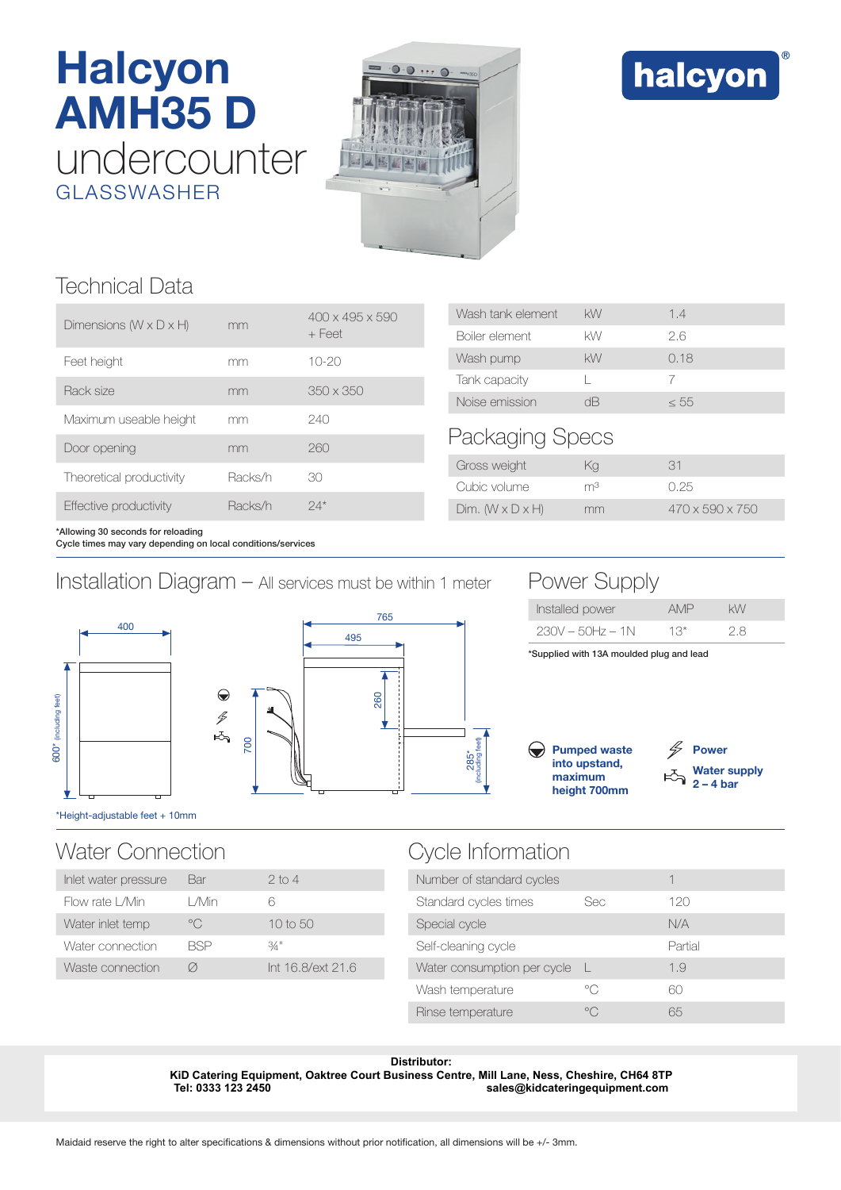# Halcyon AMH35 D undercounter GLASSWASHER

halcyon®

## Technical Data

| | | |
|---|---|---|
| Dimensions (W x D x H) | mm | 400 x 495 x 590 + Feet |
| Feet height | mm | 10-20 |
| Rack size | mm | 350 x 350 |
| Maximum useable height | mm | 240 |
| Door opening | mm | 260 |
| Theoretical productivity | Racks/h | 30 |
| Effective productivity | Racks/h | 24* |

*Allowing 30 seconds for reloading
Cycle times may vary depending on local conditions/services

| | | |
|---|---|---|
| Wash tank element | kW | 1.4 |
| Boiler element | kW | 2.6 |
| Wash pump | kW | 0.18 |
| Tank capacity | L | 7 |
| Noise emission | dB | ≤ 55 |

## Packaging Specs

| | | |
|---|---|---|
| Gross weight | Kg | 31 |
| Cubic volume | $m^3$ | 0.25 |
| Dim. (W x D x H) | mm | 470 x 590 x 750 |

## Installation Diagram – All services must be within 1 meter

400
765
495
260
700
600* (including feet)
285* (including feet)

*Height-adjustable feet + 10mm

**Pumped waste into upstand, maximum height 700mm**

**Power**

**Water supply 2 – 4 bar**

## Power Supply

| Installed power | AMP | kW |
|---|---|---|
| 230V – 50Hz – 1N | 13* | 2.8 |

*Supplied with 13A moulded plug and lead

## Water Connection

| | | |
|---|---|---|
| Inlet water pressure | Bar | 2 to 4 |
| Flow rate L/Min | L/Min | 6 |
| Water inlet temp | °C | 10 to 50 |
| Water connection | BSP | ¾" |
| Waste connection | Ø | Int 16.8/ext 21.6 |

## Cycle Information

| | | |
|---|---|---|
| Number of standard cycles | | 1 |
| Standard cycles times | Sec | 120 |
| Special cycle | | N/A |
| Self-cleaning cycle | | Partial |
| Water consumption per cycle | L | 1.9 |
| Wash temperature | °C | 60 |
| Rinse temperature | °C | 65 |

**Distributor:**
**KiD Catering Equipment, Oaktree Court Business Centre, Mill Lane, Ness, Cheshire, CH64 8TP**
**Tel: 0333 123 2450** **sales@kidcateringequipment.com**

Maidaid reserve the right to alter specifications & dimensions without prior notification, all dimensions will be +/- 3mm.